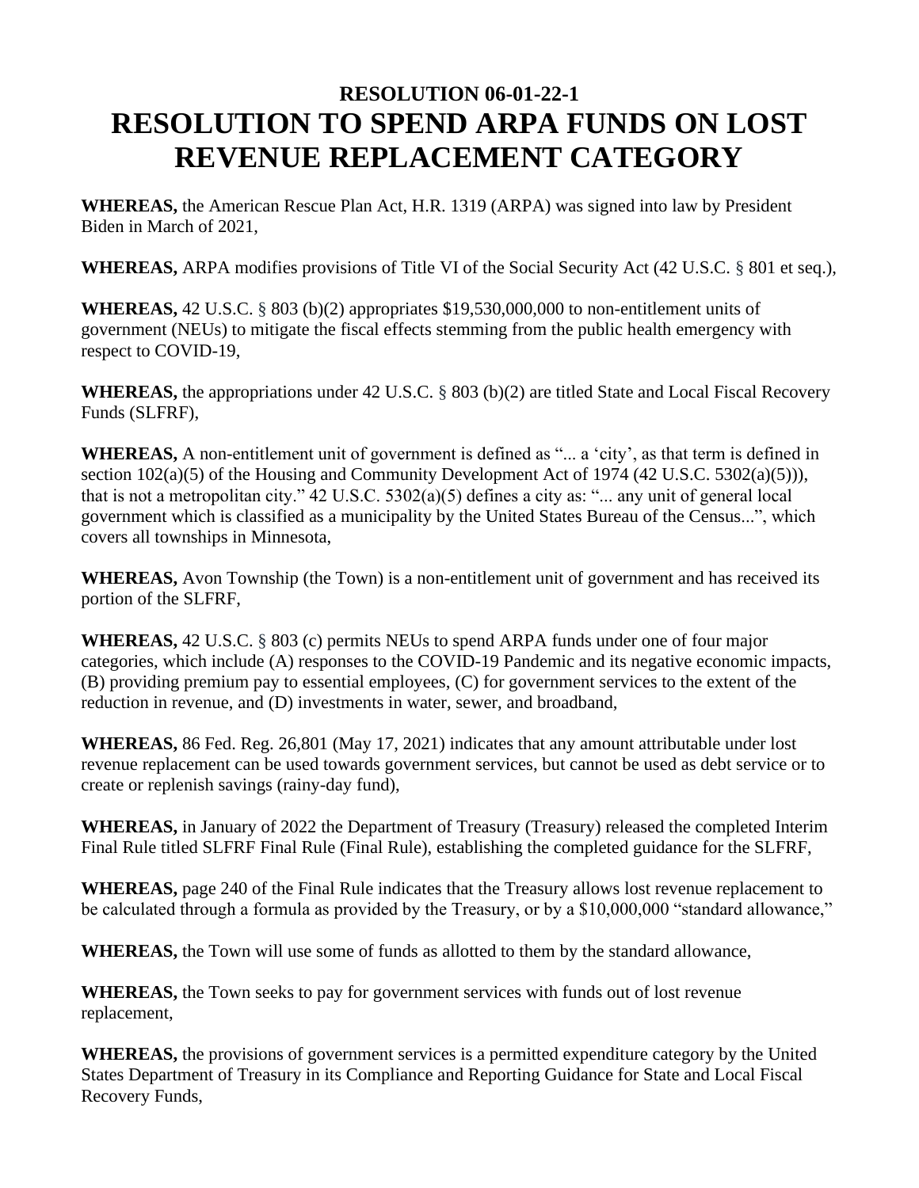## RESOLUTION 06-01-22-1

# RESOLUTION TO SPEND ARPA FUNDS ON LOST REVENUE REPLACEMENT CATEGORY

**WHEREAS,** the American Rescue Plan Act, H.R. 1319 (ARPA) was signed into law by President Biden in March of 2021,

**WHEREAS,** ARPA modifies provisions of Title VI of the Social Security Act (42 U.S.C. § 801 et seq.),

**WHEREAS,** 42 U.S.C. § 803 (b)(2) appropriates $19,530,000,000 to non-entitlement units of government (NEUs) to mitigate the fiscal effects stemming from the public health emergency with respect to COVID-19,

**WHEREAS,** the appropriations under 42 U.S.C. § 803 (b)(2) are titled State and Local Fiscal Recovery Funds (SLFRF),

**WHEREAS,** A non-entitlement unit of government is defined as "... a 'city', as that term is defined in section 102(a)(5) of the Housing and Community Development Act of 1974 (42 U.S.C. 5302(a)(5))), that is not a metropolitan city." 42 U.S.C. 5302(a)(5) defines a city as: "... any unit of general local government which is classified as a municipality by the United States Bureau of the Census...", which covers all townships in Minnesota,

**WHEREAS,** Avon Township (the Town) is a non-entitlement unit of government and has received its portion of the SLFRF,

**WHEREAS,** 42 U.S.C. § 803 (c) permits NEUs to spend ARPA funds under one of four major categories, which include (A) responses to the COVID-19 Pandemic and its negative economic impacts, (B) providing premium pay to essential employees, (C) for government services to the extent of the reduction in revenue, and (D) investments in water, sewer, and broadband,

**WHEREAS,** 86 Fed. Reg. 26,801 (May 17, 2021) indicates that any amount attributable under lost revenue replacement can be used towards government services, but cannot be used as debt service or to create or replenish savings (rainy-day fund),

**WHEREAS,** in January of 2022 the Department of Treasury (Treasury) released the completed Interim Final Rule titled SLFRF Final Rule (Final Rule), establishing the completed guidance for the SLFRF,

**WHEREAS,** page 240 of the Final Rule indicates that the Treasury allows lost revenue replacement to be calculated through a formula as provided by the Treasury, or by a $10,000,000 "standard allowance,"

**WHEREAS,** the Town will use some of funds as allotted to them by the standard allowance,

**WHEREAS,** the Town seeks to pay for government services with funds out of lost revenue replacement,

**WHEREAS,** the provisions of government services is a permitted expenditure category by the United States Department of Treasury in its Compliance and Reporting Guidance for State and Local Fiscal Recovery Funds,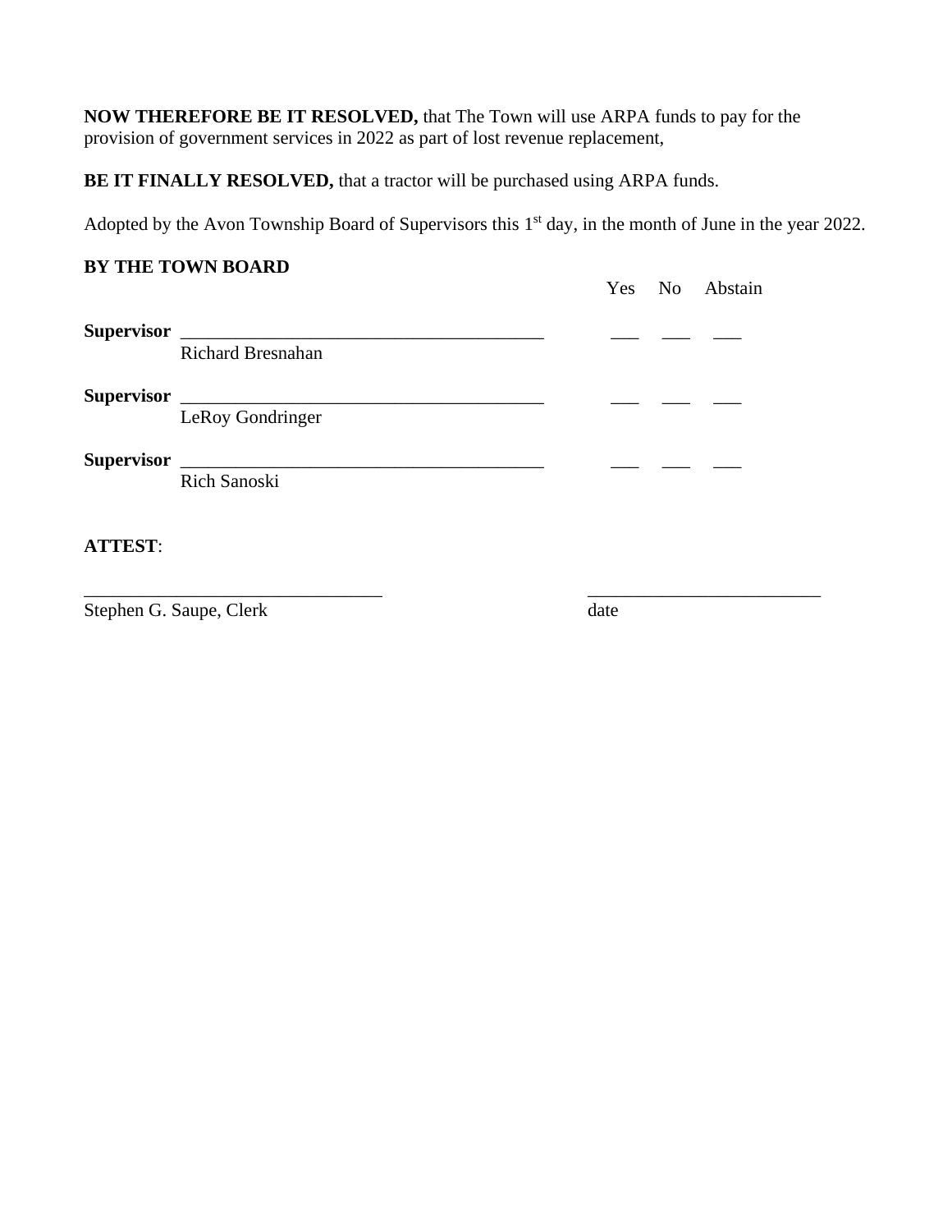**NOW THEREFORE BE IT RESOLVED,** that The Town will use ARPA funds to pay for the provision of government services in 2022 as part of lost revenue replacement,

**BE IT FINALLY RESOLVED,** that a tractor will be purchased using ARPA funds.

Adopted by the Avon Township Board of Supervisors this 1st day, in the month of June in the year 2022.

**BY THE TOWN BOARD**

| | Yes | No | Abstain |
|---|---|---|---|
| **Supervisor** ________________________________________ Richard Bresnahan | ___ | ___ | ___ |
| **Supervisor** ________________________________________ LeRoy Gondringer | ___ | ___ | ___ |
| **Supervisor** ________________________________________ Rich Sanoski | ___ | ___ | ___ |

**ATTEST**:

________________________________ Stephen G. Saupe, Clerk

_________________________ date